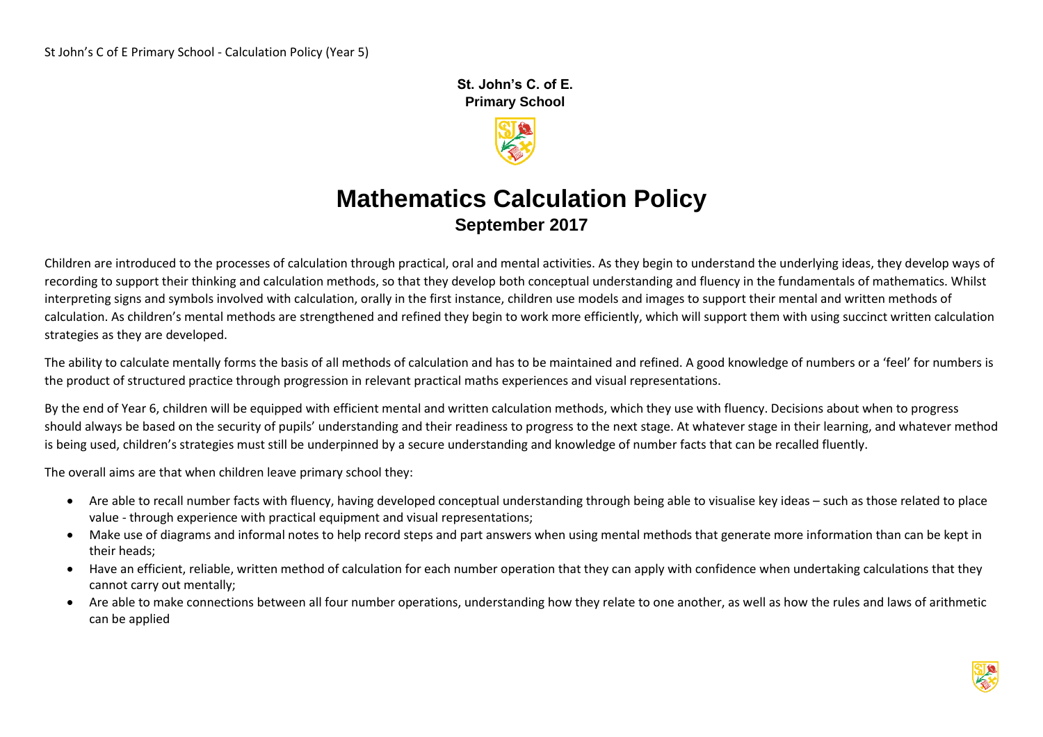**St. John's C. of E.**
**Primary School**

# Mathematics Calculation Policy

## September 2017

Children are introduced to the processes of calculation through practical, oral and mental activities. As they begin to understand the underlying ideas, they develop ways of recording to support their thinking and calculation methods, so that they develop both conceptual understanding and fluency in the fundamentals of mathematics. Whilst interpreting signs and symbols involved with calculation, orally in the first instance, children use models and images to support their mental and written methods of calculation. As children's mental methods are strengthened and refined they begin to work more efficiently, which will support them with using succinct written calculation strategies as they are developed.

The ability to calculate mentally forms the basis of all methods of calculation and has to be maintained and refined. A good knowledge of numbers or a 'feel' for numbers is the product of structured practice through progression in relevant practical maths experiences and visual representations.

By the end of Year 6, children will be equipped with efficient mental and written calculation methods, which they use with fluency. Decisions about when to progress should always be based on the security of pupils' understanding and their readiness to progress to the next stage. At whatever stage in their learning, and whatever method is being used, children's strategies must still be underpinned by a secure understanding and knowledge of number facts that can be recalled fluently.

The overall aims are that when children leave primary school they:

- Are able to recall number facts with fluency, having developed conceptual understanding through being able to visualise key ideas – such as those related to place value - through experience with practical equipment and visual representations;
- Make use of diagrams and informal notes to help record steps and part answers when using mental methods that generate more information than can be kept in their heads;
- Have an efficient, reliable, written method of calculation for each number operation that they can apply with confidence when undertaking calculations that they cannot carry out mentally;
- Are able to make connections between all four number operations, understanding how they relate to one another, as well as how the rules and laws of arithmetic can be applied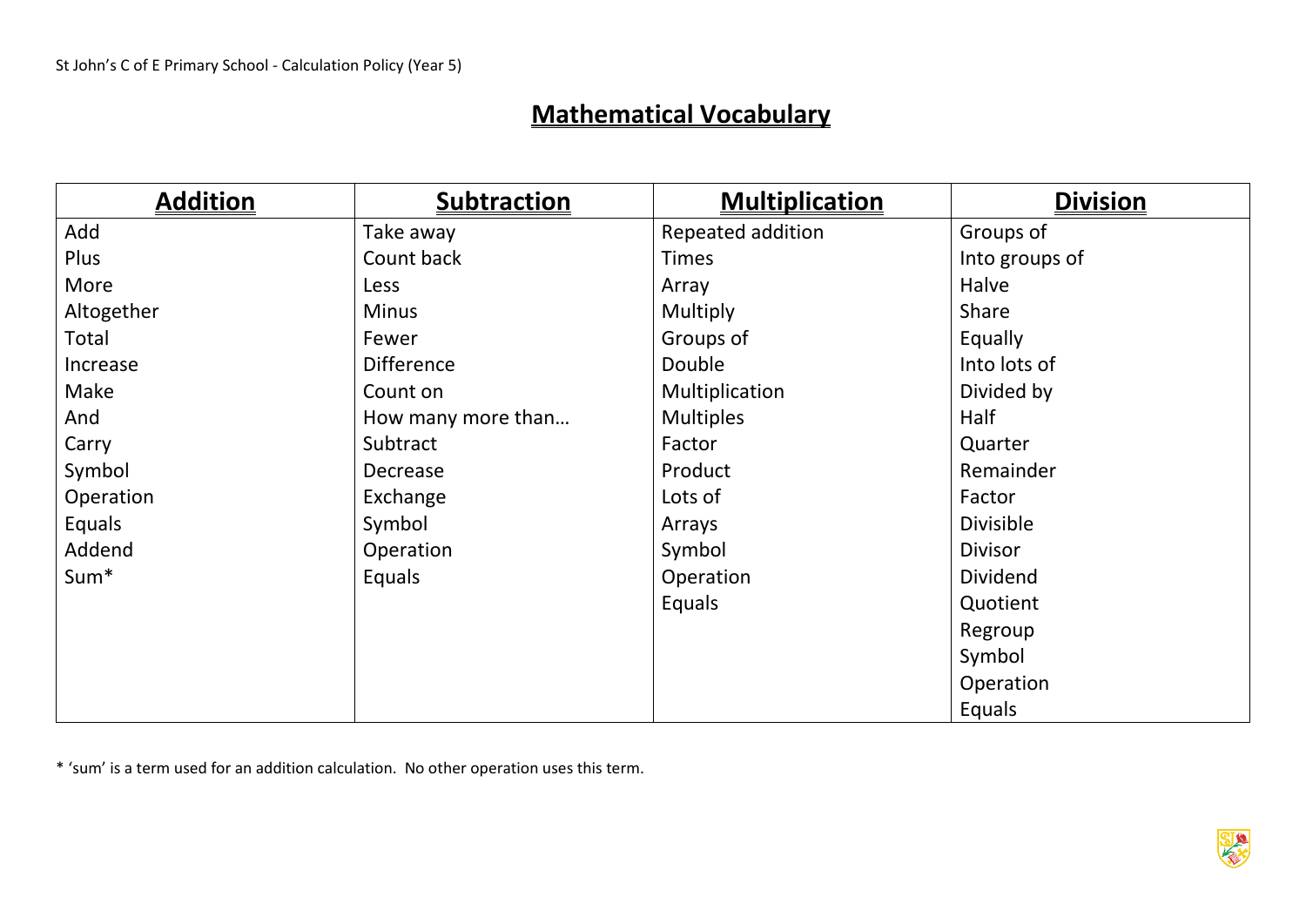# Mathematical Vocabulary

| Addition | Subtraction | Multiplication | Division |
|---|---|---|---|
| Add | Take away | Repeated addition | Groups of |
| Plus | Count back | Times | Into groups of |
| More | Less | Array | Halve |
| Altogether | Minus | Multiply | Share |
| Total | Fewer | Groups of | Equally |
| Increase | Difference | Double | Into lots of |
| Make | Count on | Multiplication | Divided by |
| And | How many more than… | Multiples | Half |
| Carry | Subtract | Factor | Quarter |
| Symbol | Decrease | Product | Remainder |
| Operation | Exchange | Lots of | Factor |
| Equals | Symbol | Arrays | Divisible |
| Addend | Operation | Symbol | Divisor |
| Sum* | Equals | Operation | Dividend |
| | | Equals | Quotient |
| | | | Regroup |
| | | | Symbol |
| | | | Operation |
| | | | Equals |

* 'sum' is a term used for an addition calculation. No other operation uses this term.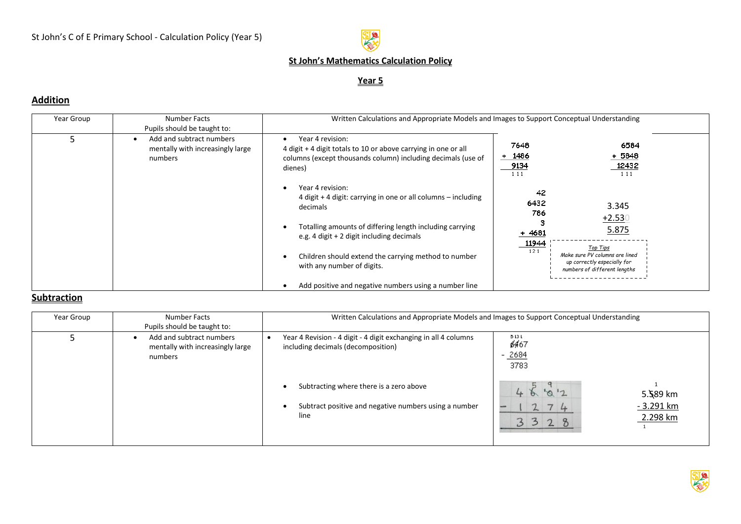St John's C of E Primary School - Calculation Policy (Year 5)

**St John's Mathematics Calculation Policy**

**Year 5**

## Addition

| Year Group | Number Facts<br>Pupils should be taught to: | Written Calculations and Appropriate Models and Images to Support Conceptual Understanding | |
|---|---|---|---|
| 5 | • Add and subtract numbers mentally with increasingly large numbers | • Year 4 revision:<br>4 digit + 4 digit totals to 10 or above carrying in one or all columns (except thousands column) including decimals (use of dienes)<br><br>• Year 4 revision:<br>4 digit + 4 digit: carrying in one or all columns – including decimals<br><br>• Totalling amounts of differing length including carrying e.g. 4 digit + 2 digit including decimals<br><br>• Children should extend the carrying method to number with any number of digits.<br><br>• Add positive and negative numbers using a number line | 7648 + 1486 = 9134 (carried: 1 1 1)<br>6584 + 5848 = 12432 (carried: 1 1 1)<br><br>42 + 6432 + 786 + 3 + 4681 = 11944 (carried: 1 2 1)<br><br>3.345 + 2.530 = 5.875<br><br>*Top Tips*<br>*Make sure PV columns are lined up correctly especially for numbers of different lengths* |

## Subtraction

| Year Group | Number Facts<br>Pupils should be taught to: | Written Calculations and Appropriate Models and Images to Support Conceptual Understanding | |
|---|---|---|---|
| 5 | • Add and subtract numbers mentally with increasingly large numbers | • Year 4 Revision - 4 digit - 4 digit exchanging in all 4 columns including decimals (decomposition)<br><br>• Subtracting where there is a zero above<br><br>• Subtract positive and negative numbers using a number line | 6467 − 2684 = 3783 (exchanged: 5 13 1)<br><br>4602 − 1274 = 3328 (exchanged: 5 9)<br><br>5.589 km − 3.291 km = 2.298 km |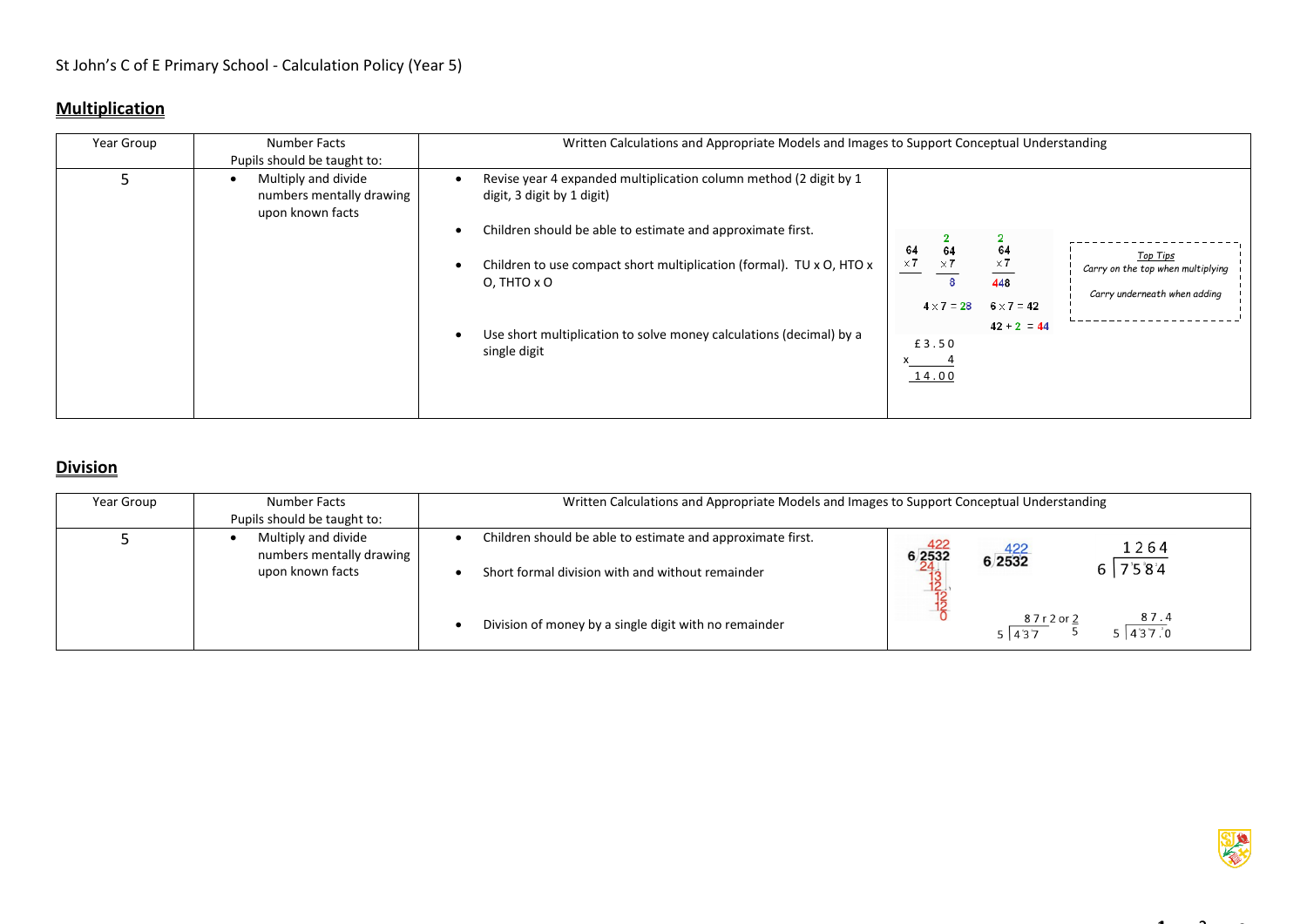St John's C of E Primary School - Calculation Policy (Year 5)

## Multiplication

| Year Group | Number Facts<br>Pupils should be taught to: | Written Calculations and Appropriate Models and Images to Support Conceptual Understanding | |
|---|---|---|---|
| 5 | • Multiply and divide numbers mentally drawing upon known facts | • Revise year 4 expanded multiplication column method (2 digit by 1 digit, 3 digit by 1 digit)<br>• Children should be able to estimate and approximate first.<br>• Children to use compact short multiplication (formal). TU x O, HTO x O, THTO x O<br>• Use short multiplication to solve money calculations (decimal) by a single digit | 64 × 7; 64 × 7 = 8 (carry 2); 64 × 7 = 448 (carry 2)<br>$4 \times 7 = 28$ &nbsp; $6 \times 7 = 42$<br>$42 + 2 = 44$<br>£3.50 x 4 = 14.00<br>*Top Tips*<br>*Carry on the top when multiplying*<br>*Carry underneath when adding* |

## Division

| Year Group | Number Facts<br>Pupils should be taught to: | Written Calculations and Appropriate Models and Images to Support Conceptual Understanding | |
|---|---|---|---|
| 5 | • Multiply and divide numbers mentally drawing upon known facts | • Children should be able to estimate and approximate first.<br>• Short formal division with and without remainder<br>• Division of money by a single digit with no remainder | 6 ⟌2532 = 422 (24, 13, 12, 12, 12, 0)<br>6 ⟌2532 = 422<br>6 ⟌7584 = 1264<br>5 ⟌437 = 87 r 2 or $\frac{2}{5}$<br>5 ⟌437.0 = 87.4 |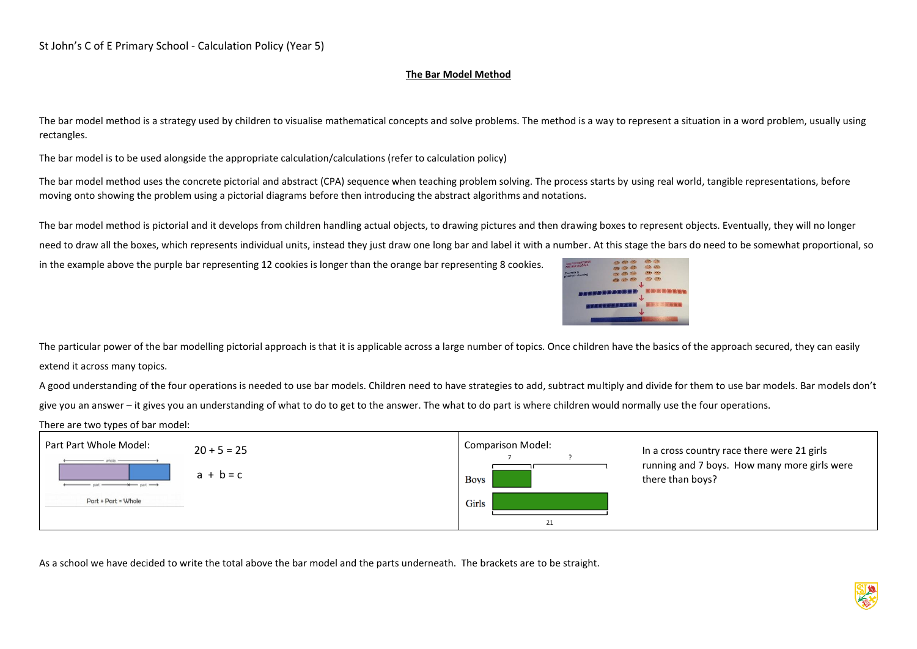St John's C of E Primary School - Calculation Policy (Year 5)

## The Bar Model Method

The bar model method is a strategy used by children to visualise mathematical concepts and solve problems. The method is a way to represent a situation in a word problem, usually using rectangles.

The bar model is to be used alongside the appropriate calculation/calculations (refer to calculation policy)

The bar model method uses the concrete pictorial and abstract (CPA) sequence when teaching problem solving. The process starts by using real world, tangible representations, before moving onto showing the problem using a pictorial diagrams before then introducing the abstract algorithms and notations.

The bar model method is pictorial and it develops from children handling actual objects, to drawing pictures and then drawing boxes to represent objects. Eventually, they will no longer need to draw all the boxes, which represents individual units, instead they just draw one long bar and label it with a number. At this stage the bars do need to be somewhat proportional, so in the example above the purple bar representing 12 cookies is longer than the orange bar representing 8 cookies.

The particular power of the bar modelling pictorial approach is that it is applicable across a large number of topics. Once children have the basics of the approach secured, they can easily extend it across many topics.

A good understanding of the four operations is needed to use bar models. Children need to have strategies to add, subtract multiply and divide for them to use bar models. Bar models don't give you an answer – it gives you an understanding of what to do to get to the answer. The what to do part is where children would normally use the four operations.

There are two types of bar model:

| | | | |
|---|---|---|---|
| Part Part Whole Model:<br>whole<br>part part<br>Part + Part = Whole | $20 + 5 = 25$<br>$a + b = c$ | Comparison Model:<br>7 ?<br>Boys<br>Girls<br>21 | In a cross country race there were 21 girls running and 7 boys. How many more girls were there than boys? |

As a school we have decided to write the total above the bar model and the parts underneath. The brackets are to be straight.